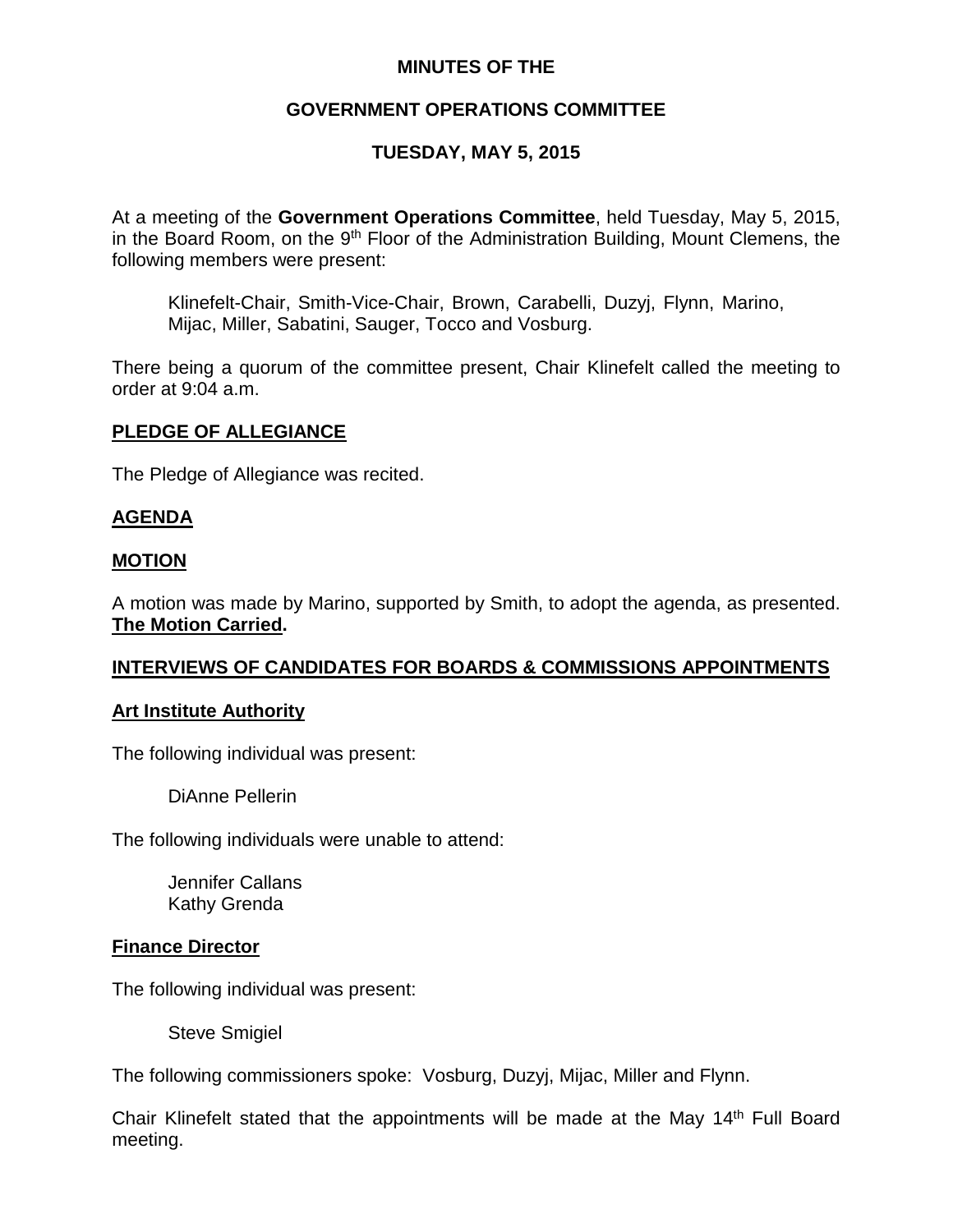# MINUTES OF THE

## GOVERNMENT OPERATIONS COMMITTEE

## TUESDAY, MAY 5, 2015

At a meeting of the **Government Operations Committee**, held Tuesday, May 5, 2015, in the Board Room, on the 9th Floor of the Administration Building, Mount Clemens, the following members were present:

Klinefelt-Chair, Smith-Vice-Chair, Brown, Carabelli, Duzyj, Flynn, Marino, Mijac, Miller, Sabatini, Sauger, Tocco and Vosburg.

There being a quorum of the committee present, Chair Klinefelt called the meeting to order at 9:04 a.m.

### PLEDGE OF ALLEGIANCE

The Pledge of Allegiance was recited.

### AGENDA

### MOTION

A motion was made by Marino, supported by Smith, to adopt the agenda, as presented. **The Motion Carried.**

### INTERVIEWS OF CANDIDATES FOR BOARDS & COMMISSIONS APPOINTMENTS

#### Art Institute Authority

The following individual was present:

DiAnne Pellerin

The following individuals were unable to attend:

Jennifer Callans
Kathy Grenda

#### Finance Director

The following individual was present:

Steve Smigiel

The following commissioners spoke: Vosburg, Duzyj, Mijac, Miller and Flynn.

Chair Klinefelt stated that the appointments will be made at the May 14th Full Board meeting.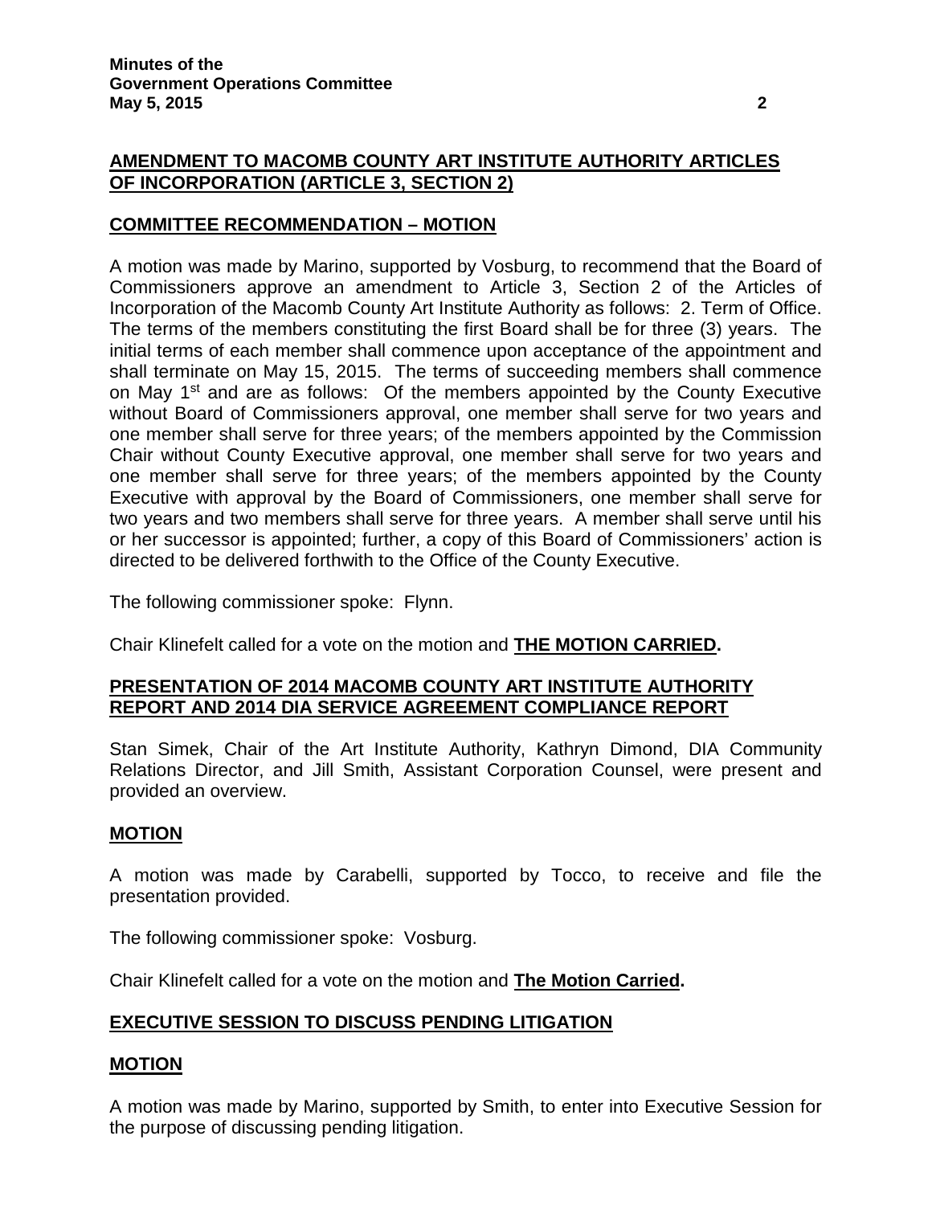## AMENDMENT TO MACOMB COUNTY ART INSTITUTE AUTHORITY ARTICLES OF INCORPORATION (ARTICLE 3, SECTION 2)

### COMMITTEE RECOMMENDATION – MOTION

A motion was made by Marino, supported by Vosburg, to recommend that the Board of Commissioners approve an amendment to Article 3, Section 2 of the Articles of Incorporation of the Macomb County Art Institute Authority as follows: 2. Term of Office. The terms of the members constituting the first Board shall be for three (3) years. The initial terms of each member shall commence upon acceptance of the appointment and shall terminate on May 15, 2015. The terms of succeeding members shall commence on May 1st and are as follows: Of the members appointed by the County Executive without Board of Commissioners approval, one member shall serve for two years and one member shall serve for three years; of the members appointed by the Commission Chair without County Executive approval, one member shall serve for two years and one member shall serve for three years; of the members appointed by the County Executive with approval by the Board of Commissioners, one member shall serve for two years and two members shall serve for three years. A member shall serve until his or her successor is appointed; further, a copy of this Board of Commissioners' action is directed to be delivered forthwith to the Office of the County Executive.

The following commissioner spoke: Flynn.

Chair Klinefelt called for a vote on the motion and **THE MOTION CARRIED.**

## PRESENTATION OF 2014 MACOMB COUNTY ART INSTITUTE AUTHORITY REPORT AND 2014 DIA SERVICE AGREEMENT COMPLIANCE REPORT

Stan Simek, Chair of the Art Institute Authority, Kathryn Dimond, DIA Community Relations Director, and Jill Smith, Assistant Corporation Counsel, were present and provided an overview.

### MOTION

A motion was made by Carabelli, supported by Tocco, to receive and file the presentation provided.

The following commissioner spoke: Vosburg.

Chair Klinefelt called for a vote on the motion and **The Motion Carried.**

## EXECUTIVE SESSION TO DISCUSS PENDING LITIGATION

### MOTION

A motion was made by Marino, supported by Smith, to enter into Executive Session for the purpose of discussing pending litigation.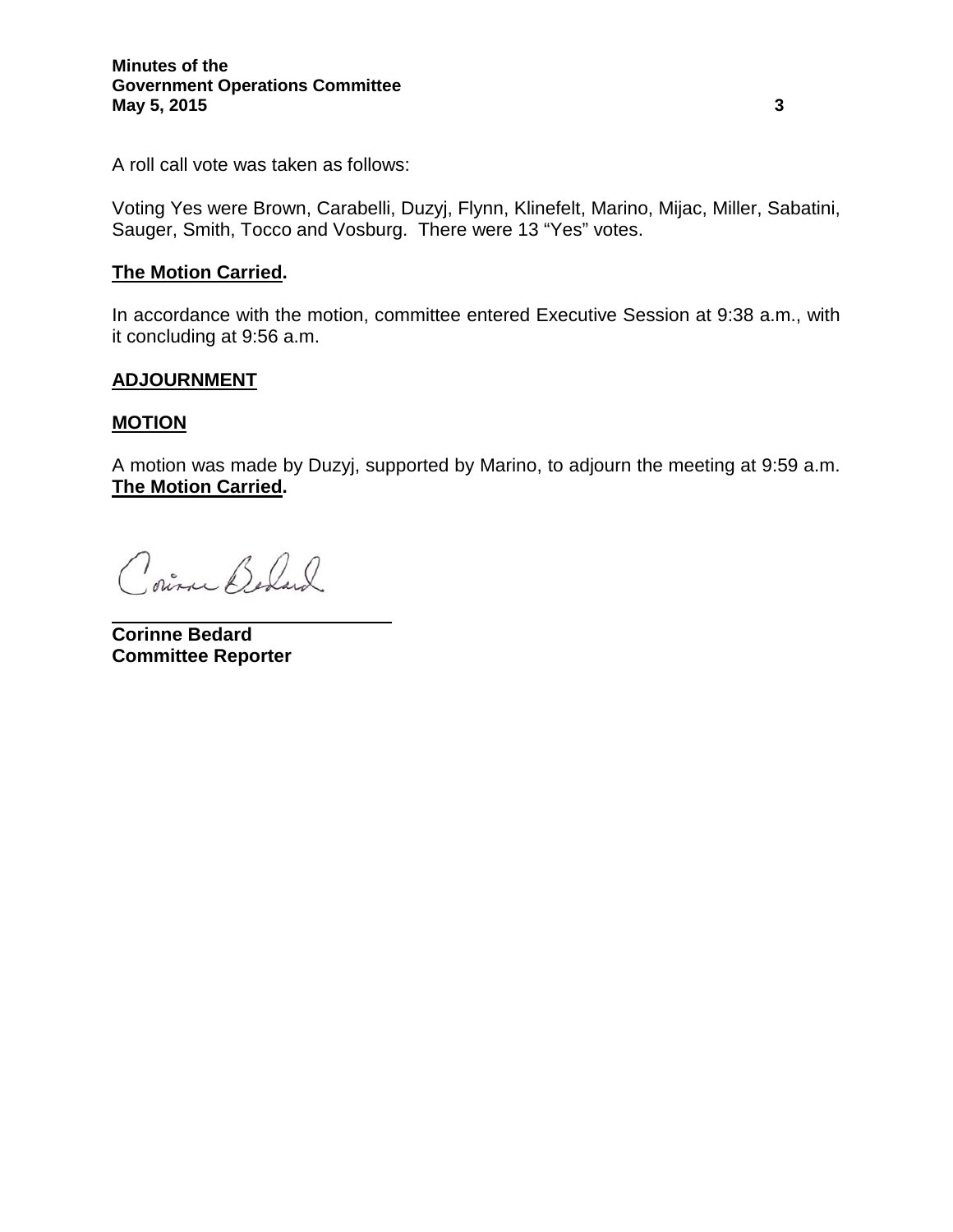A roll call vote was taken as follows:

Voting Yes were Brown, Carabelli, Duzyj, Flynn, Klinefelt, Marino, Mijac, Miller, Sabatini, Sauger, Smith, Tocco and Vosburg. There were 13 "Yes" votes.

**The Motion Carried.**

In accordance with the motion, committee entered Executive Session at 9:38 a.m., with it concluding at 9:56 a.m.

## ADJOURNMENT

## MOTION

A motion was made by Duzyj, supported by Marino, to adjourn the meeting at 9:59 a.m. **The Motion Carried.**

Corinne Bedard

**Corinne Bedard**
**Committee Reporter**